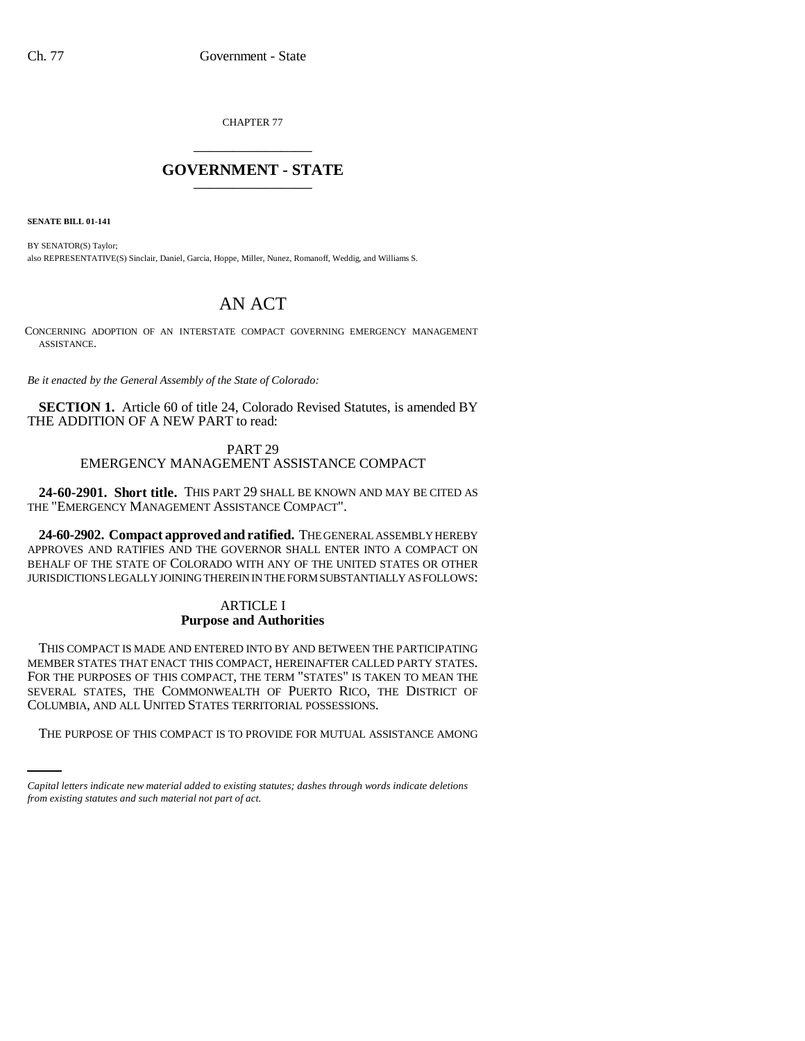CHAPTER 77

# GOVERNMENT - STATE

**SENATE BILL 01-141**

BY SENATOR(S) Taylor;
also REPRESENTATIVE(S) Sinclair, Daniel, Garcia, Hoppe, Miller, Nunez, Romanoff, Weddig, and Williams S.

# AN ACT

CONCERNING ADOPTION OF AN INTERSTATE COMPACT GOVERNING EMERGENCY MANAGEMENT ASSISTANCE.

*Be it enacted by the General Assembly of the State of Colorado:*

**SECTION 1.** Article 60 of title 24, Colorado Revised Statutes, is amended BY THE ADDITION OF A NEW PART to read:

PART 29
EMERGENCY MANAGEMENT ASSISTANCE COMPACT

**24-60-2901. Short title.** THIS PART 29 SHALL BE KNOWN AND MAY BE CITED AS THE "EMERGENCY MANAGEMENT ASSISTANCE COMPACT".

**24-60-2902. Compact approved and ratified.** THE GENERAL ASSEMBLY HEREBY APPROVES AND RATIFIES AND THE GOVERNOR SHALL ENTER INTO A COMPACT ON BEHALF OF THE STATE OF COLORADO WITH ANY OF THE UNITED STATES OR OTHER JURISDICTIONS LEGALLY JOINING THEREIN IN THE FORM SUBSTANTIALLY AS FOLLOWS:

ARTICLE I
**Purpose and Authorities**

THIS COMPACT IS MADE AND ENTERED INTO BY AND BETWEEN THE PARTICIPATING MEMBER STATES THAT ENACT THIS COMPACT, HEREINAFTER CALLED PARTY STATES. FOR THE PURPOSES OF THIS COMPACT, THE TERM "STATES" IS TAKEN TO MEAN THE SEVERAL STATES, THE COMMONWEALTH OF PUERTO RICO, THE DISTRICT OF COLUMBIA, AND ALL UNITED STATES TERRITORIAL POSSESSIONS.

THE PURPOSE OF THIS COMPACT IS TO PROVIDE FOR MUTUAL ASSISTANCE AMONG

*Capital letters indicate new material added to existing statutes; dashes through words indicate deletions from existing statutes and such material not part of act.*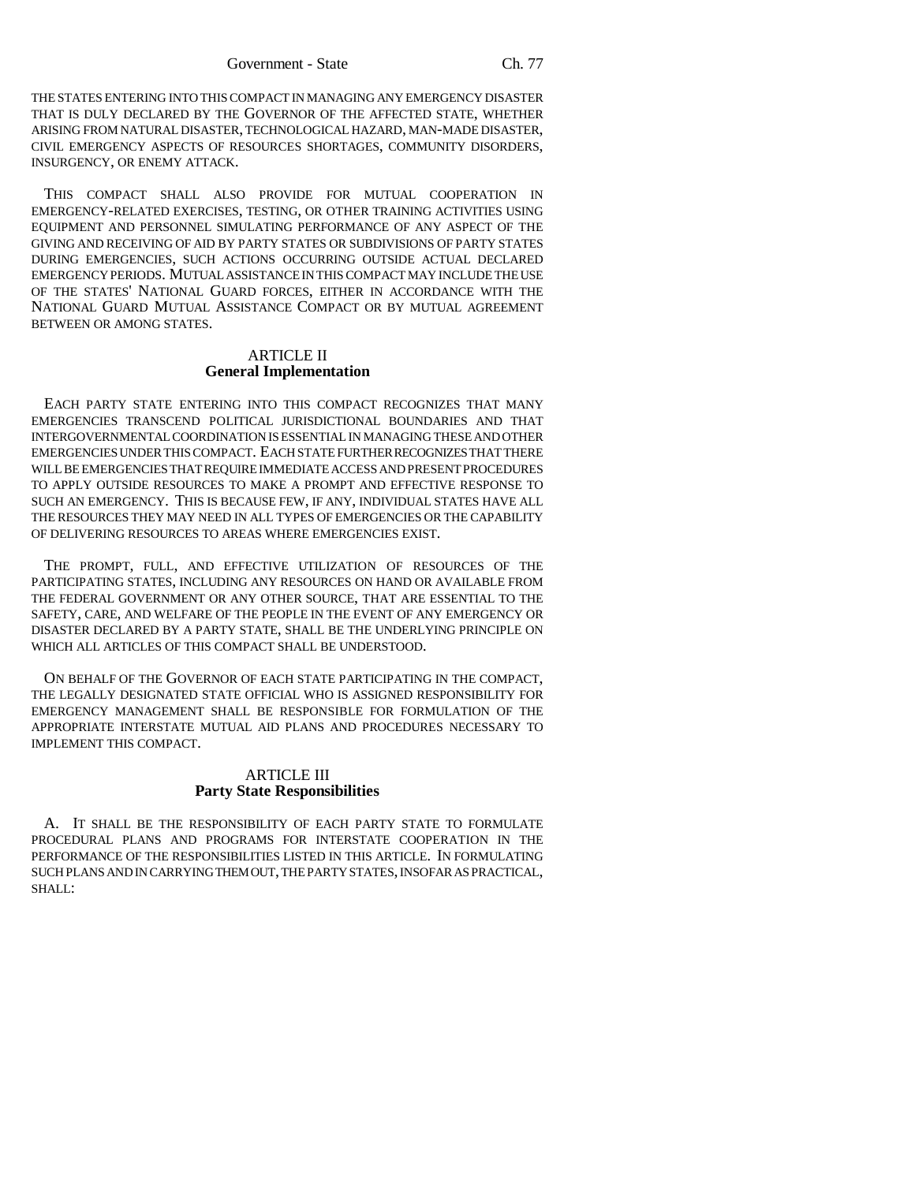THE STATES ENTERING INTO THIS COMPACT IN MANAGING ANY EMERGENCY DISASTER THAT IS DULY DECLARED BY THE GOVERNOR OF THE AFFECTED STATE, WHETHER ARISING FROM NATURAL DISASTER, TECHNOLOGICAL HAZARD, MAN-MADE DISASTER, CIVIL EMERGENCY ASPECTS OF RESOURCES SHORTAGES, COMMUNITY DISORDERS, INSURGENCY, OR ENEMY ATTACK.

THIS COMPACT SHALL ALSO PROVIDE FOR MUTUAL COOPERATION IN EMERGENCY-RELATED EXERCISES, TESTING, OR OTHER TRAINING ACTIVITIES USING EQUIPMENT AND PERSONNEL SIMULATING PERFORMANCE OF ANY ASPECT OF THE GIVING AND RECEIVING OF AID BY PARTY STATES OR SUBDIVISIONS OF PARTY STATES DURING EMERGENCIES, SUCH ACTIONS OCCURRING OUTSIDE ACTUAL DECLARED EMERGENCY PERIODS. MUTUAL ASSISTANCE IN THIS COMPACT MAY INCLUDE THE USE OF THE STATES' NATIONAL GUARD FORCES, EITHER IN ACCORDANCE WITH THE NATIONAL GUARD MUTUAL ASSISTANCE COMPACT OR BY MUTUAL AGREEMENT BETWEEN OR AMONG STATES.

## ARTICLE II
**General Implementation**

EACH PARTY STATE ENTERING INTO THIS COMPACT RECOGNIZES THAT MANY EMERGENCIES TRANSCEND POLITICAL JURISDICTIONAL BOUNDARIES AND THAT INTERGOVERNMENTAL COORDINATION IS ESSENTIAL IN MANAGING THESE AND OTHER EMERGENCIES UNDER THIS COMPACT. EACH STATE FURTHER RECOGNIZES THAT THERE WILL BE EMERGENCIES THAT REQUIRE IMMEDIATE ACCESS AND PRESENT PROCEDURES TO APPLY OUTSIDE RESOURCES TO MAKE A PROMPT AND EFFECTIVE RESPONSE TO SUCH AN EMERGENCY. THIS IS BECAUSE FEW, IF ANY, INDIVIDUAL STATES HAVE ALL THE RESOURCES THEY MAY NEED IN ALL TYPES OF EMERGENCIES OR THE CAPABILITY OF DELIVERING RESOURCES TO AREAS WHERE EMERGENCIES EXIST.

THE PROMPT, FULL, AND EFFECTIVE UTILIZATION OF RESOURCES OF THE PARTICIPATING STATES, INCLUDING ANY RESOURCES ON HAND OR AVAILABLE FROM THE FEDERAL GOVERNMENT OR ANY OTHER SOURCE, THAT ARE ESSENTIAL TO THE SAFETY, CARE, AND WELFARE OF THE PEOPLE IN THE EVENT OF ANY EMERGENCY OR DISASTER DECLARED BY A PARTY STATE, SHALL BE THE UNDERLYING PRINCIPLE ON WHICH ALL ARTICLES OF THIS COMPACT SHALL BE UNDERSTOOD.

ON BEHALF OF THE GOVERNOR OF EACH STATE PARTICIPATING IN THE COMPACT, THE LEGALLY DESIGNATED STATE OFFICIAL WHO IS ASSIGNED RESPONSIBILITY FOR EMERGENCY MANAGEMENT SHALL BE RESPONSIBLE FOR FORMULATION OF THE APPROPRIATE INTERSTATE MUTUAL AID PLANS AND PROCEDURES NECESSARY TO IMPLEMENT THIS COMPACT.

## ARTICLE III
**Party State Responsibilities**

A. IT SHALL BE THE RESPONSIBILITY OF EACH PARTY STATE TO FORMULATE PROCEDURAL PLANS AND PROGRAMS FOR INTERSTATE COOPERATION IN THE PERFORMANCE OF THE RESPONSIBILITIES LISTED IN THIS ARTICLE. IN FORMULATING SUCH PLANS AND IN CARRYING THEM OUT, THE PARTY STATES, INSOFAR AS PRACTICAL, SHALL: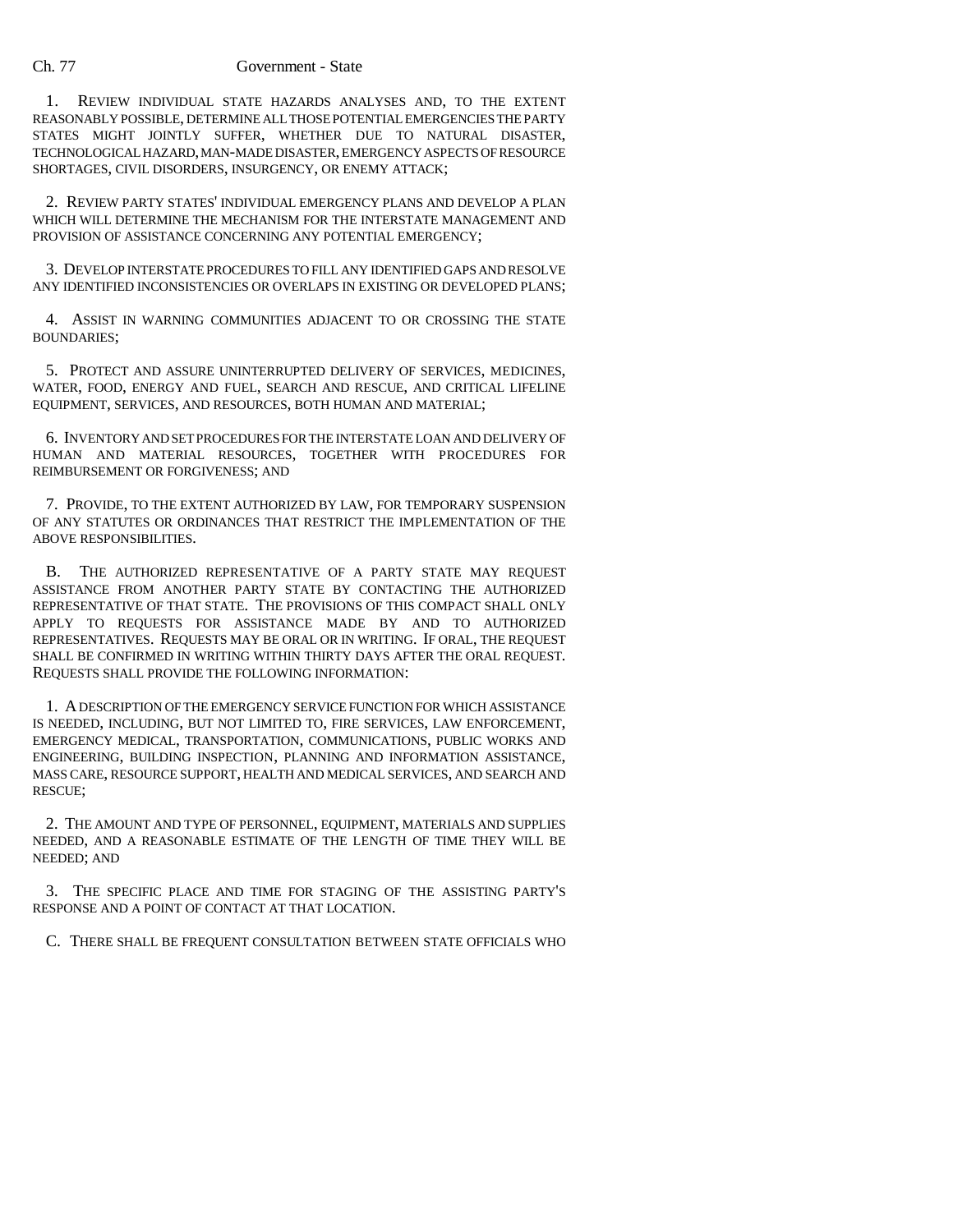1. REVIEW INDIVIDUAL STATE HAZARDS ANALYSES AND, TO THE EXTENT REASONABLY POSSIBLE, DETERMINE ALL THOSE POTENTIAL EMERGENCIES THE PARTY STATES MIGHT JOINTLY SUFFER, WHETHER DUE TO NATURAL DISASTER, TECHNOLOGICAL HAZARD, MAN-MADE DISASTER, EMERGENCY ASPECTS OF RESOURCE SHORTAGES, CIVIL DISORDERS, INSURGENCY, OR ENEMY ATTACK;

2. REVIEW PARTY STATES' INDIVIDUAL EMERGENCY PLANS AND DEVELOP A PLAN WHICH WILL DETERMINE THE MECHANISM FOR THE INTERSTATE MANAGEMENT AND PROVISION OF ASSISTANCE CONCERNING ANY POTENTIAL EMERGENCY;

3. DEVELOP INTERSTATE PROCEDURES TO FILL ANY IDENTIFIED GAPS AND RESOLVE ANY IDENTIFIED INCONSISTENCIES OR OVERLAPS IN EXISTING OR DEVELOPED PLANS;

4. ASSIST IN WARNING COMMUNITIES ADJACENT TO OR CROSSING THE STATE BOUNDARIES;

5. PROTECT AND ASSURE UNINTERRUPTED DELIVERY OF SERVICES, MEDICINES, WATER, FOOD, ENERGY AND FUEL, SEARCH AND RESCUE, AND CRITICAL LIFELINE EQUIPMENT, SERVICES, AND RESOURCES, BOTH HUMAN AND MATERIAL;

6. INVENTORY AND SET PROCEDURES FOR THE INTERSTATE LOAN AND DELIVERY OF HUMAN AND MATERIAL RESOURCES, TOGETHER WITH PROCEDURES FOR REIMBURSEMENT OR FORGIVENESS; AND

7. PROVIDE, TO THE EXTENT AUTHORIZED BY LAW, FOR TEMPORARY SUSPENSION OF ANY STATUTES OR ORDINANCES THAT RESTRICT THE IMPLEMENTATION OF THE ABOVE RESPONSIBILITIES.

B. THE AUTHORIZED REPRESENTATIVE OF A PARTY STATE MAY REQUEST ASSISTANCE FROM ANOTHER PARTY STATE BY CONTACTING THE AUTHORIZED REPRESENTATIVE OF THAT STATE. THE PROVISIONS OF THIS COMPACT SHALL ONLY APPLY TO REQUESTS FOR ASSISTANCE MADE BY AND TO AUTHORIZED REPRESENTATIVES. REQUESTS MAY BE ORAL OR IN WRITING. IF ORAL, THE REQUEST SHALL BE CONFIRMED IN WRITING WITHIN THIRTY DAYS AFTER THE ORAL REQUEST. REQUESTS SHALL PROVIDE THE FOLLOWING INFORMATION:

1. A DESCRIPTION OF THE EMERGENCY SERVICE FUNCTION FOR WHICH ASSISTANCE IS NEEDED, INCLUDING, BUT NOT LIMITED TO, FIRE SERVICES, LAW ENFORCEMENT, EMERGENCY MEDICAL, TRANSPORTATION, COMMUNICATIONS, PUBLIC WORKS AND ENGINEERING, BUILDING INSPECTION, PLANNING AND INFORMATION ASSISTANCE, MASS CARE, RESOURCE SUPPORT, HEALTH AND MEDICAL SERVICES, AND SEARCH AND RESCUE;

2. THE AMOUNT AND TYPE OF PERSONNEL, EQUIPMENT, MATERIALS AND SUPPLIES NEEDED, AND A REASONABLE ESTIMATE OF THE LENGTH OF TIME THEY WILL BE NEEDED; AND

3. THE SPECIFIC PLACE AND TIME FOR STAGING OF THE ASSISTING PARTY'S RESPONSE AND A POINT OF CONTACT AT THAT LOCATION.

C. THERE SHALL BE FREQUENT CONSULTATION BETWEEN STATE OFFICIALS WHO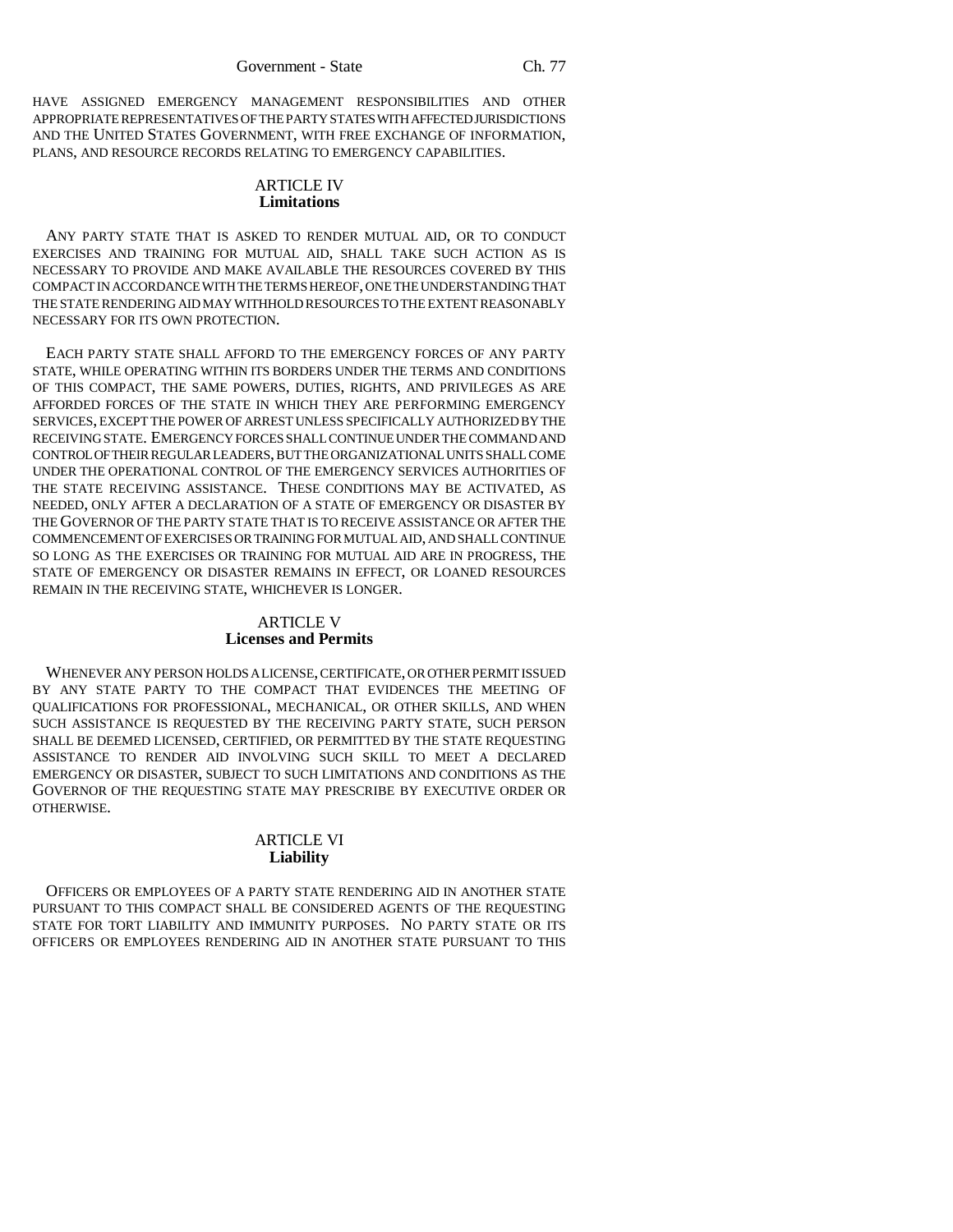HAVE ASSIGNED EMERGENCY MANAGEMENT RESPONSIBILITIES AND OTHER APPROPRIATE REPRESENTATIVES OF THE PARTY STATES WITH AFFECTED JURISDICTIONS AND THE UNITED STATES GOVERNMENT, WITH FREE EXCHANGE OF INFORMATION, PLANS, AND RESOURCE RECORDS RELATING TO EMERGENCY CAPABILITIES.

## ARTICLE IV
## Limitations

ANY PARTY STATE THAT IS ASKED TO RENDER MUTUAL AID, OR TO CONDUCT EXERCISES AND TRAINING FOR MUTUAL AID, SHALL TAKE SUCH ACTION AS IS NECESSARY TO PROVIDE AND MAKE AVAILABLE THE RESOURCES COVERED BY THIS COMPACT IN ACCORDANCE WITH THE TERMS HEREOF, ONE THE UNDERSTANDING THAT THE STATE RENDERING AID MAY WITHHOLD RESOURCES TO THE EXTENT REASONABLY NECESSARY FOR ITS OWN PROTECTION.

EACH PARTY STATE SHALL AFFORD TO THE EMERGENCY FORCES OF ANY PARTY STATE, WHILE OPERATING WITHIN ITS BORDERS UNDER THE TERMS AND CONDITIONS OF THIS COMPACT, THE SAME POWERS, DUTIES, RIGHTS, AND PRIVILEGES AS ARE AFFORDED FORCES OF THE STATE IN WHICH THEY ARE PERFORMING EMERGENCY SERVICES, EXCEPT THE POWER OF ARREST UNLESS SPECIFICALLY AUTHORIZED BY THE RECEIVING STATE. EMERGENCY FORCES SHALL CONTINUE UNDER THE COMMAND AND CONTROL OF THEIR REGULAR LEADERS, BUT THE ORGANIZATIONAL UNITS SHALL COME UNDER THE OPERATIONAL CONTROL OF THE EMERGENCY SERVICES AUTHORITIES OF THE STATE RECEIVING ASSISTANCE. THESE CONDITIONS MAY BE ACTIVATED, AS NEEDED, ONLY AFTER A DECLARATION OF A STATE OF EMERGENCY OR DISASTER BY THE GOVERNOR OF THE PARTY STATE THAT IS TO RECEIVE ASSISTANCE OR AFTER THE COMMENCEMENT OF EXERCISES OR TRAINING FOR MUTUAL AID, AND SHALL CONTINUE SO LONG AS THE EXERCISES OR TRAINING FOR MUTUAL AID ARE IN PROGRESS, THE STATE OF EMERGENCY OR DISASTER REMAINS IN EFFECT, OR LOANED RESOURCES REMAIN IN THE RECEIVING STATE, WHICHEVER IS LONGER.

## ARTICLE V
## Licenses and Permits

WHENEVER ANY PERSON HOLDS A LICENSE, CERTIFICATE, OR OTHER PERMIT ISSUED BY ANY STATE PARTY TO THE COMPACT THAT EVIDENCES THE MEETING OF QUALIFICATIONS FOR PROFESSIONAL, MECHANICAL, OR OTHER SKILLS, AND WHEN SUCH ASSISTANCE IS REQUESTED BY THE RECEIVING PARTY STATE, SUCH PERSON SHALL BE DEEMED LICENSED, CERTIFIED, OR PERMITTED BY THE STATE REQUESTING ASSISTANCE TO RENDER AID INVOLVING SUCH SKILL TO MEET A DECLARED EMERGENCY OR DISASTER, SUBJECT TO SUCH LIMITATIONS AND CONDITIONS AS THE GOVERNOR OF THE REQUESTING STATE MAY PRESCRIBE BY EXECUTIVE ORDER OR OTHERWISE.

## ARTICLE VI
## Liability

OFFICERS OR EMPLOYEES OF A PARTY STATE RENDERING AID IN ANOTHER STATE PURSUANT TO THIS COMPACT SHALL BE CONSIDERED AGENTS OF THE REQUESTING STATE FOR TORT LIABILITY AND IMMUNITY PURPOSES. NO PARTY STATE OR ITS OFFICERS OR EMPLOYEES RENDERING AID IN ANOTHER STATE PURSUANT TO THIS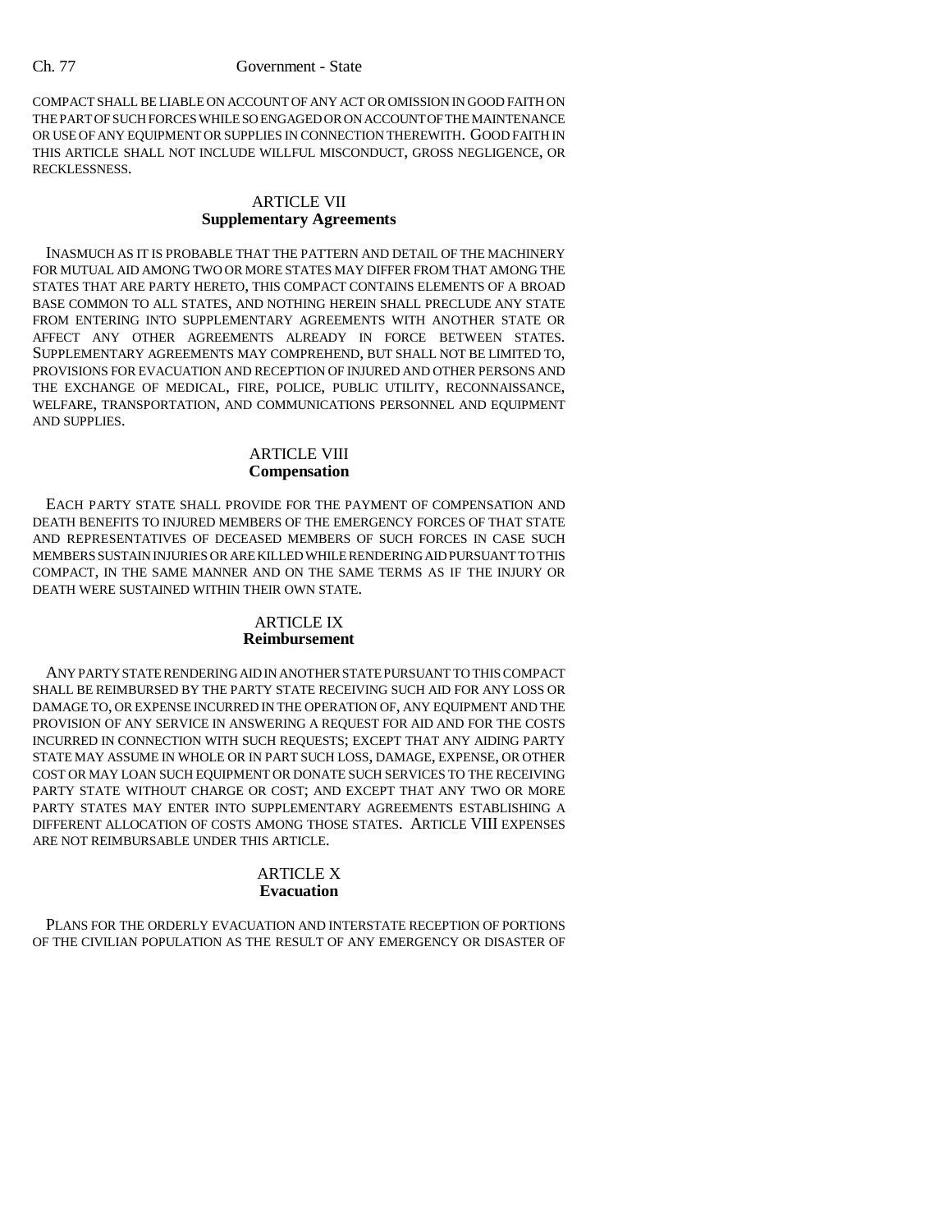COMPACT SHALL BE LIABLE ON ACCOUNT OF ANY ACT OR OMISSION IN GOOD FAITH ON THE PART OF SUCH FORCES WHILE SO ENGAGED OR ON ACCOUNT OF THE MAINTENANCE OR USE OF ANY EQUIPMENT OR SUPPLIES IN CONNECTION THEREWITH. GOOD FAITH IN THIS ARTICLE SHALL NOT INCLUDE WILLFUL MISCONDUCT, GROSS NEGLIGENCE, OR RECKLESSNESS.

ARTICLE VII
**Supplementary Agreements**

INASMUCH AS IT IS PROBABLE THAT THE PATTERN AND DETAIL OF THE MACHINERY FOR MUTUAL AID AMONG TWO OR MORE STATES MAY DIFFER FROM THAT AMONG THE STATES THAT ARE PARTY HERETO, THIS COMPACT CONTAINS ELEMENTS OF A BROAD BASE COMMON TO ALL STATES, AND NOTHING HEREIN SHALL PRECLUDE ANY STATE FROM ENTERING INTO SUPPLEMENTARY AGREEMENTS WITH ANOTHER STATE OR AFFECT ANY OTHER AGREEMENTS ALREADY IN FORCE BETWEEN STATES. SUPPLEMENTARY AGREEMENTS MAY COMPREHEND, BUT SHALL NOT BE LIMITED TO, PROVISIONS FOR EVACUATION AND RECEPTION OF INJURED AND OTHER PERSONS AND THE EXCHANGE OF MEDICAL, FIRE, POLICE, PUBLIC UTILITY, RECONNAISSANCE, WELFARE, TRANSPORTATION, AND COMMUNICATIONS PERSONNEL AND EQUIPMENT AND SUPPLIES.

ARTICLE VIII
**Compensation**

EACH PARTY STATE SHALL PROVIDE FOR THE PAYMENT OF COMPENSATION AND DEATH BENEFITS TO INJURED MEMBERS OF THE EMERGENCY FORCES OF THAT STATE AND REPRESENTATIVES OF DECEASED MEMBERS OF SUCH FORCES IN CASE SUCH MEMBERS SUSTAIN INJURIES OR ARE KILLED WHILE RENDERING AID PURSUANT TO THIS COMPACT, IN THE SAME MANNER AND ON THE SAME TERMS AS IF THE INJURY OR DEATH WERE SUSTAINED WITHIN THEIR OWN STATE.

ARTICLE IX
**Reimbursement**

ANY PARTY STATE RENDERING AID IN ANOTHER STATE PURSUANT TO THIS COMPACT SHALL BE REIMBURSED BY THE PARTY STATE RECEIVING SUCH AID FOR ANY LOSS OR DAMAGE TO, OR EXPENSE INCURRED IN THE OPERATION OF, ANY EQUIPMENT AND THE PROVISION OF ANY SERVICE IN ANSWERING A REQUEST FOR AID AND FOR THE COSTS INCURRED IN CONNECTION WITH SUCH REQUESTS; EXCEPT THAT ANY AIDING PARTY STATE MAY ASSUME IN WHOLE OR IN PART SUCH LOSS, DAMAGE, EXPENSE, OR OTHER COST OR MAY LOAN SUCH EQUIPMENT OR DONATE SUCH SERVICES TO THE RECEIVING PARTY STATE WITHOUT CHARGE OR COST; AND EXCEPT THAT ANY TWO OR MORE PARTY STATES MAY ENTER INTO SUPPLEMENTARY AGREEMENTS ESTABLISHING A DIFFERENT ALLOCATION OF COSTS AMONG THOSE STATES. ARTICLE VIII EXPENSES ARE NOT REIMBURSABLE UNDER THIS ARTICLE.

ARTICLE X
**Evacuation**

PLANS FOR THE ORDERLY EVACUATION AND INTERSTATE RECEPTION OF PORTIONS OF THE CIVILIAN POPULATION AS THE RESULT OF ANY EMERGENCY OR DISASTER OF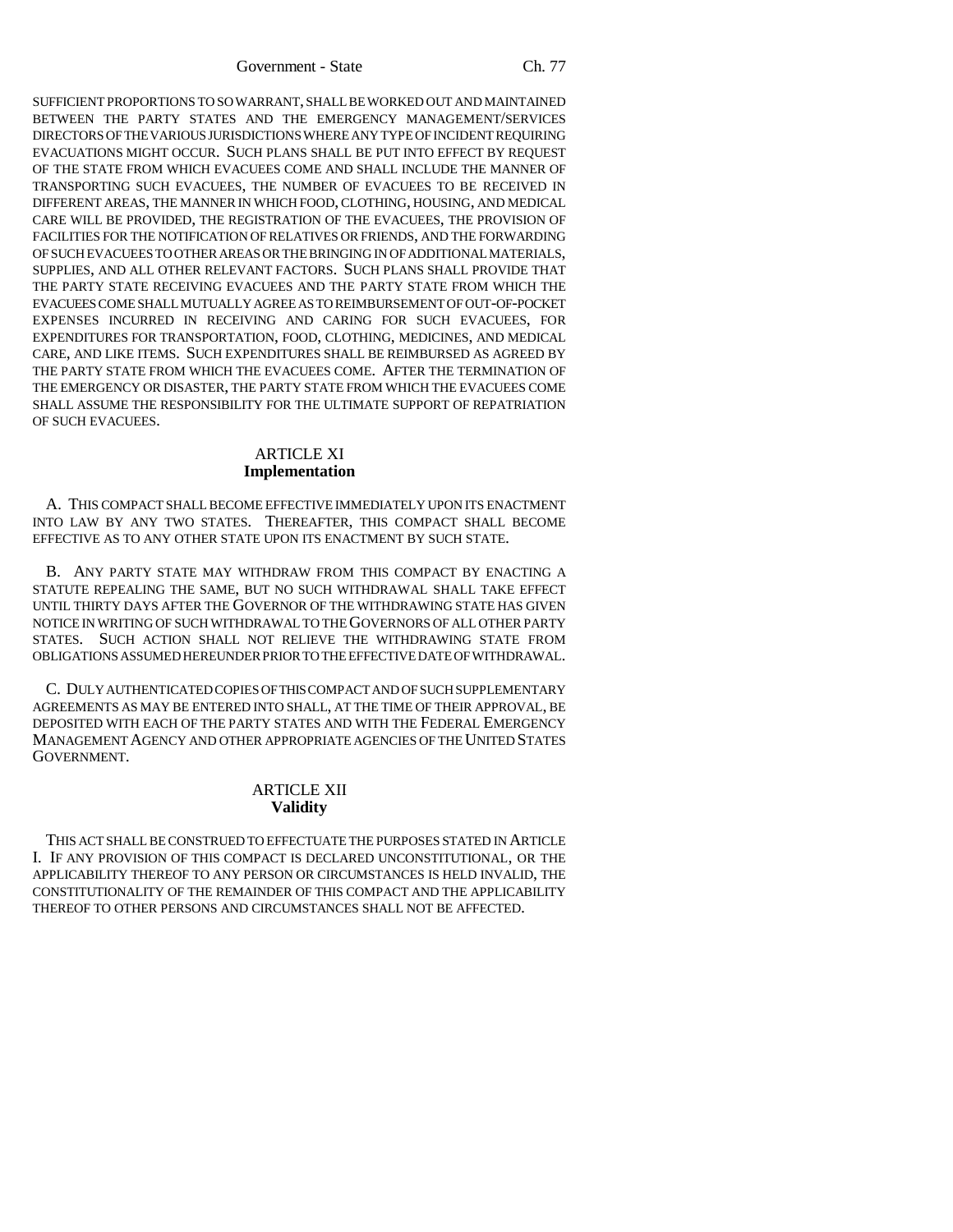SUFFICIENT PROPORTIONS TO SO WARRANT, SHALL BE WORKED OUT AND MAINTAINED BETWEEN THE PARTY STATES AND THE EMERGENCY MANAGEMENT/SERVICES DIRECTORS OF THE VARIOUS JURISDICTIONS WHERE ANY TYPE OF INCIDENT REQUIRING EVACUATIONS MIGHT OCCUR. SUCH PLANS SHALL BE PUT INTO EFFECT BY REQUEST OF THE STATE FROM WHICH EVACUEES COME AND SHALL INCLUDE THE MANNER OF TRANSPORTING SUCH EVACUEES, THE NUMBER OF EVACUEES TO BE RECEIVED IN DIFFERENT AREAS, THE MANNER IN WHICH FOOD, CLOTHING, HOUSING, AND MEDICAL CARE WILL BE PROVIDED, THE REGISTRATION OF THE EVACUEES, THE PROVISION OF FACILITIES FOR THE NOTIFICATION OF RELATIVES OR FRIENDS, AND THE FORWARDING OF SUCH EVACUEES TO OTHER AREAS OR THE BRINGING IN OF ADDITIONAL MATERIALS, SUPPLIES, AND ALL OTHER RELEVANT FACTORS. SUCH PLANS SHALL PROVIDE THAT THE PARTY STATE RECEIVING EVACUEES AND THE PARTY STATE FROM WHICH THE EVACUEES COME SHALL MUTUALLY AGREE AS TO REIMBURSEMENT OF OUT-OF-POCKET EXPENSES INCURRED IN RECEIVING AND CARING FOR SUCH EVACUEES, FOR EXPENDITURES FOR TRANSPORTATION, FOOD, CLOTHING, MEDICINES, AND MEDICAL CARE, AND LIKE ITEMS. SUCH EXPENDITURES SHALL BE REIMBURSED AS AGREED BY THE PARTY STATE FROM WHICH THE EVACUEES COME. AFTER THE TERMINATION OF THE EMERGENCY OR DISASTER, THE PARTY STATE FROM WHICH THE EVACUEES COME SHALL ASSUME THE RESPONSIBILITY FOR THE ULTIMATE SUPPORT OF REPATRIATION OF SUCH EVACUEES.

## ARTICLE XI
**Implementation**

A. THIS COMPACT SHALL BECOME EFFECTIVE IMMEDIATELY UPON ITS ENACTMENT INTO LAW BY ANY TWO STATES. THEREAFTER, THIS COMPACT SHALL BECOME EFFECTIVE AS TO ANY OTHER STATE UPON ITS ENACTMENT BY SUCH STATE.

B. ANY PARTY STATE MAY WITHDRAW FROM THIS COMPACT BY ENACTING A STATUTE REPEALING THE SAME, BUT NO SUCH WITHDRAWAL SHALL TAKE EFFECT UNTIL THIRTY DAYS AFTER THE GOVERNOR OF THE WITHDRAWING STATE HAS GIVEN NOTICE IN WRITING OF SUCH WITHDRAWAL TO THE GOVERNORS OF ALL OTHER PARTY STATES. SUCH ACTION SHALL NOT RELIEVE THE WITHDRAWING STATE FROM OBLIGATIONS ASSUMED HEREUNDER PRIOR TO THE EFFECTIVE DATE OF WITHDRAWAL.

C. DULY AUTHENTICATED COPIES OF THIS COMPACT AND OF SUCH SUPPLEMENTARY AGREEMENTS AS MAY BE ENTERED INTO SHALL, AT THE TIME OF THEIR APPROVAL, BE DEPOSITED WITH EACH OF THE PARTY STATES AND WITH THE FEDERAL EMERGENCY MANAGEMENT AGENCY AND OTHER APPROPRIATE AGENCIES OF THE UNITED STATES GOVERNMENT.

## ARTICLE XII
**Validity**

THIS ACT SHALL BE CONSTRUED TO EFFECTUATE THE PURPOSES STATED IN ARTICLE I. IF ANY PROVISION OF THIS COMPACT IS DECLARED UNCONSTITUTIONAL, OR THE APPLICABILITY THEREOF TO ANY PERSON OR CIRCUMSTANCES IS HELD INVALID, THE CONSTITUTIONALITY OF THE REMAINDER OF THIS COMPACT AND THE APPLICABILITY THEREOF TO OTHER PERSONS AND CIRCUMSTANCES SHALL NOT BE AFFECTED.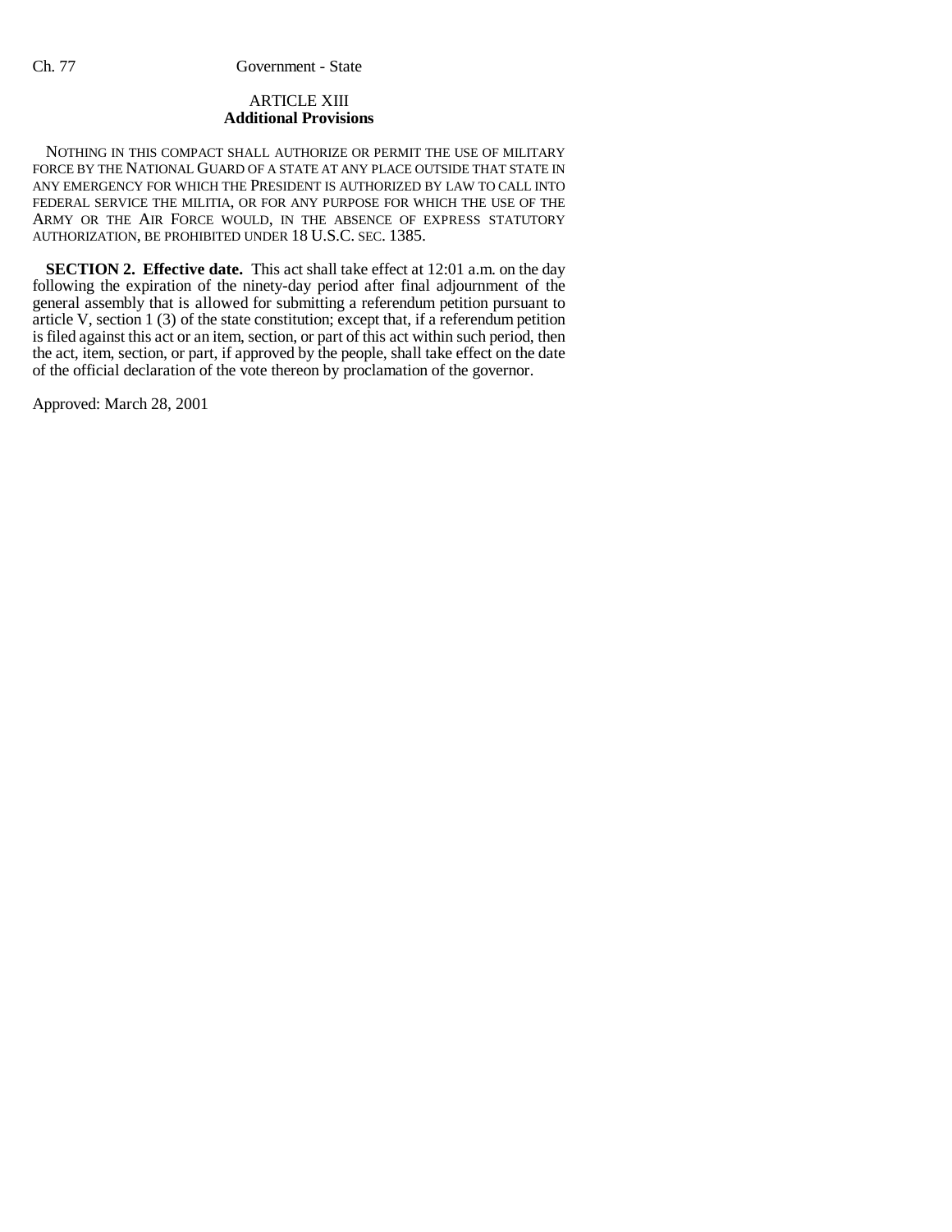### ARTICLE XIII
**Additional Provisions**

NOTHING IN THIS COMPACT SHALL AUTHORIZE OR PERMIT THE USE OF MILITARY FORCE BY THE NATIONAL GUARD OF A STATE AT ANY PLACE OUTSIDE THAT STATE IN ANY EMERGENCY FOR WHICH THE PRESIDENT IS AUTHORIZED BY LAW TO CALL INTO FEDERAL SERVICE THE MILITIA, OR FOR ANY PURPOSE FOR WHICH THE USE OF THE ARMY OR THE AIR FORCE WOULD, IN THE ABSENCE OF EXPRESS STATUTORY AUTHORIZATION, BE PROHIBITED UNDER 18 U.S.C. SEC. 1385.

**SECTION 2. Effective date.** This act shall take effect at 12:01 a.m. on the day following the expiration of the ninety-day period after final adjournment of the general assembly that is allowed for submitting a referendum petition pursuant to article V, section 1 (3) of the state constitution; except that, if a referendum petition is filed against this act or an item, section, or part of this act within such period, then the act, item, section, or part, if approved by the people, shall take effect on the date of the official declaration of the vote thereon by proclamation of the governor.

Approved: March 28, 2001